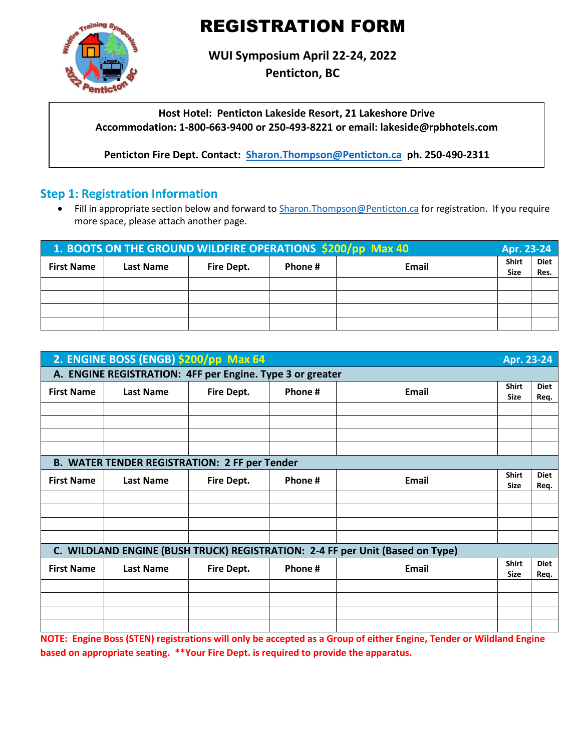# REGISTRATION FORM

**WUI Symposium April 22-24, 2022**
**Penticton, BC**

**Host Hotel: Penticton Lakeside Resort, 21 Lakeshore Drive**
**Accommodation: 1-800-663-9400 or 250-493-8221 or email: lakeside@rpbhotels.com**

**Penticton Fire Dept. Contact: Sharon.Thompson@Penticton.ca ph. 250-490-2311**

## Step 1: Registration Information

- Fill in appropriate section below and forward to Sharon.Thompson@Penticton.ca for registration. If you require more space, please attach another page.

**1. BOOTS ON THE GROUND WILDFIRE OPERATIONS $200/pp Max 40 — Apr. 23-24**

| First Name | Last Name | Fire Dept. | Phone # | Email | Shirt Size | Diet Res. |
|---|---|---|---|---|---|---|
| | | | | | | |
| | | | | | | |
| | | | | | | |
| | | | | | | |

**2. ENGINE BOSS (ENGB) $200/pp Max 64 — Apr. 23-24**

**A. ENGINE REGISTRATION: 4FF per Engine. Type 3 or greater**

| First Name | Last Name | Fire Dept. | Phone # | Email | Shirt Size | Diet Req. |
|---|---|---|---|---|---|---|
| | | | | | | |
| | | | | | | |
| | | | | | | |
| | | | | | | |

**B. WATER TENDER REGISTRATION: 2 FF per Tender**

| First Name | Last Name | Fire Dept. | Phone # | Email | Shirt Size | Diet Req. |
|---|---|---|---|---|---|---|
| | | | | | | |
| | | | | | | |
| | | | | | | |
| | | | | | | |

**C. WILDLAND ENGINE (BUSH TRUCK) REGISTRATION: 2-4 FF per Unit (Based on Type)**

| First Name | Last Name | Fire Dept. | Phone # | Email | Shirt Size | Diet Req. |
|---|---|---|---|---|---|---|
| | | | | | | |
| | | | | | | |
| | | | | | | |
| | | | | | | |

**NOTE: Engine Boss (STEN) registrations will only be accepted as a Group of either Engine, Tender or Wildland Engine based on appropriate seating. **Your Fire Dept. is required to provide the apparatus.**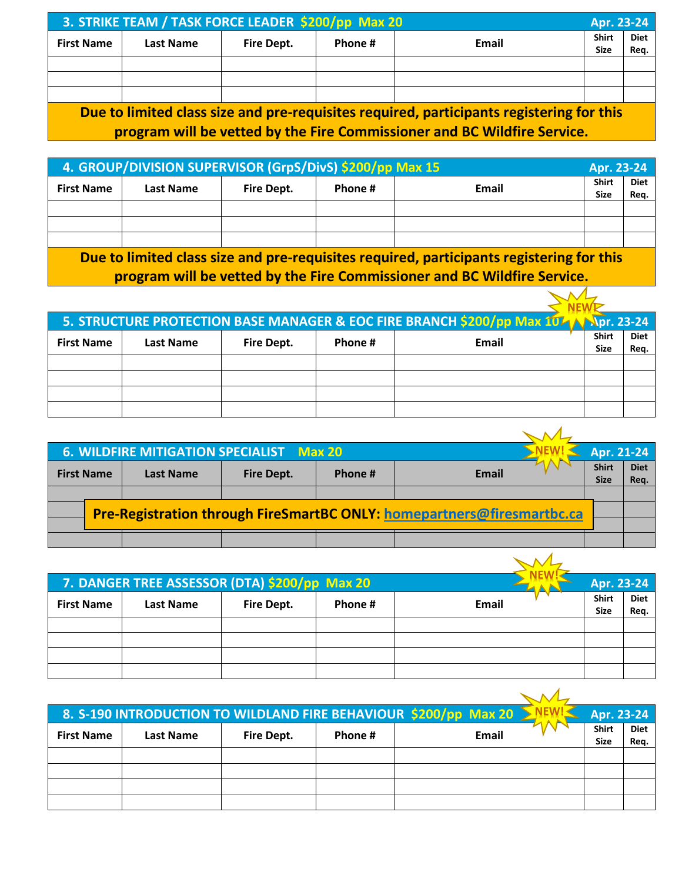## 3. STRIKE TEAM / TASK FORCE LEADER $200/pp Max 20 — Apr. 23-24

| First Name | Last Name | Fire Dept. | Phone # | Email | Shirt Size | Diet Req. |
|---|---|---|---|---|---|---|
| | | | | | | |
| | | | | | | |
| | | | | | | |

**Due to limited class size and pre-requisites required, participants registering for this program will be vetted by the Fire Commissioner and BC Wildfire Service.**

## 4. GROUP/DIVISION SUPERVISOR (GrpS/DivS) $200/pp Max 15 — Apr. 23-24

| First Name | Last Name | Fire Dept. | Phone # | Email | Shirt Size | Diet Req. |
|---|---|---|---|---|---|---|
| | | | | | | |
| | | | | | | |
| | | | | | | |

**Due to limited class size and pre-requisites required, participants registering for this program will be vetted by the Fire Commissioner and BC Wildfire Service.**

## 5. STRUCTURE PROTECTION BASE MANAGER & EOC FIRE BRANCH $200/pp Max 10 — NEW! — Apr. 23-24

| First Name | Last Name | Fire Dept. | Phone # | Email | Shirt Size | Diet Req. |
|---|---|---|---|---|---|---|
| | | | | | | |
| | | | | | | |
| | | | | | | |
| | | | | | | |

## 6. WILDFIRE MITIGATION SPECIALIST Max 20 — NEW! — Apr. 21-24

| First Name | Last Name | Fire Dept. | Phone # | Email | Shirt Size | Diet Req. |
|---|---|---|---|---|---|---|
| | | | | | | |
| | | | | | | |
| | | | | | | |
| | | | | | | |

**Pre-Registration through FireSmartBC ONLY: homepartners@firesmartbc.ca**

## 7. DANGER TREE ASSESSOR (DTA) $200/pp Max 20 — NEW! — Apr. 23-24

| First Name | Last Name | Fire Dept. | Phone # | Email | Shirt Size | Diet Req. |
|---|---|---|---|---|---|---|
| | | | | | | |
| | | | | | | |
| | | | | | | |
| | | | | | | |

## 8. S-190 INTRODUCTION TO WILDLAND FIRE BEHAVIOUR $200/pp Max 20 — NEW! — Apr. 23-24

| First Name | Last Name | Fire Dept. | Phone # | Email | Shirt Size | Diet Req. |
|---|---|---|---|---|---|---|
| | | | | | | |
| | | | | | | |
| | | | | | | |
| | | | | | | |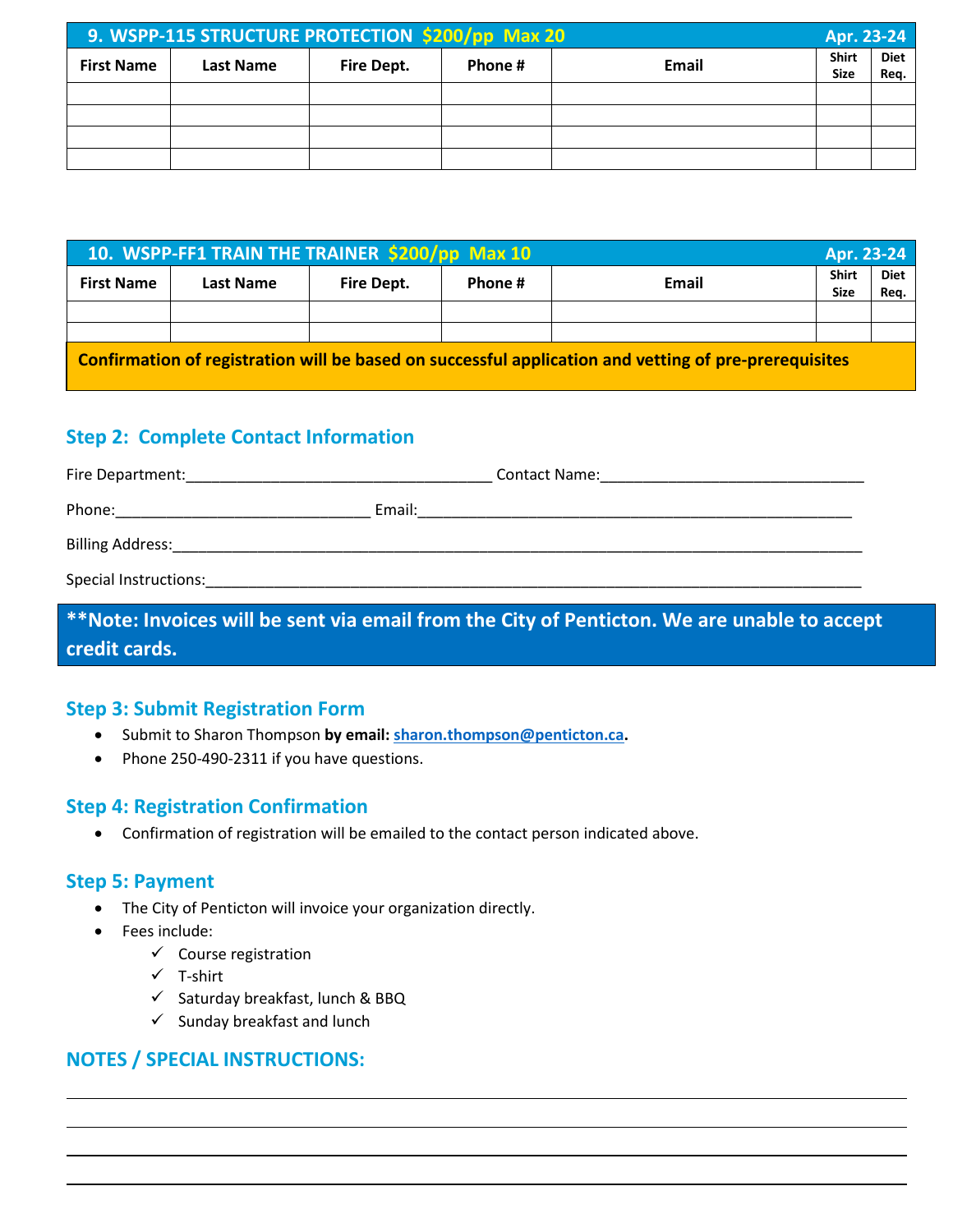| 9. WSPP-115 STRUCTURE PROTECTION $200/pp Max 20 | | | | | | Apr. 23-24 |
|---|---|---|---|---|---|---|
| First Name | Last Name | Fire Dept. | Phone # | Email | Shirt Size | Diet Req. |
| | | | | | | |
| | | | | | | |
| | | | | | | |
| | | | | | | |

| 10. WSPP-FF1 TRAIN THE TRAINER $200/pp Max 10 | | | | | | Apr. 23-24 |
|---|---|---|---|---|---|---|
| First Name | Last Name | Fire Dept. | Phone # | Email | Shirt Size | Diet Req. |
| | | | | | | |
| | | | | | | |
| Confirmation of registration will be based on successful application and vetting of pre-prerequisites | | | | | | |

## Step 2: Complete Contact Information

Fire Department:_____________________________________ Contact Name:_______________________________

Phone:______________________________ Email:____________________________________________________

Billing Address:_________________________________________________________________________________

Special Instructions:_____________________________________________________________________________

**\*\*Note: Invoices will be sent via email from the City of Penticton. We are unable to accept credit cards.**

## Step 3: Submit Registration Form

- Submit to Sharon Thompson **by email: sharon.thompson@penticton.ca.**
- Phone 250-490-2311 if you have questions.

## Step 4: Registration Confirmation

- Confirmation of registration will be emailed to the contact person indicated above.

## Step 5: Payment

- The City of Penticton will invoice your organization directly.
- Fees include:
  - ✓ Course registration
  - ✓ T-shirt
  - ✓ Saturday breakfast, lunch & BBQ
  - ✓ Sunday breakfast and lunch

## NOTES / SPECIAL INSTRUCTIONS:

____________________________________________________________________________________________

____________________________________________________________________________________________

____________________________________________________________________________________________

____________________________________________________________________________________________